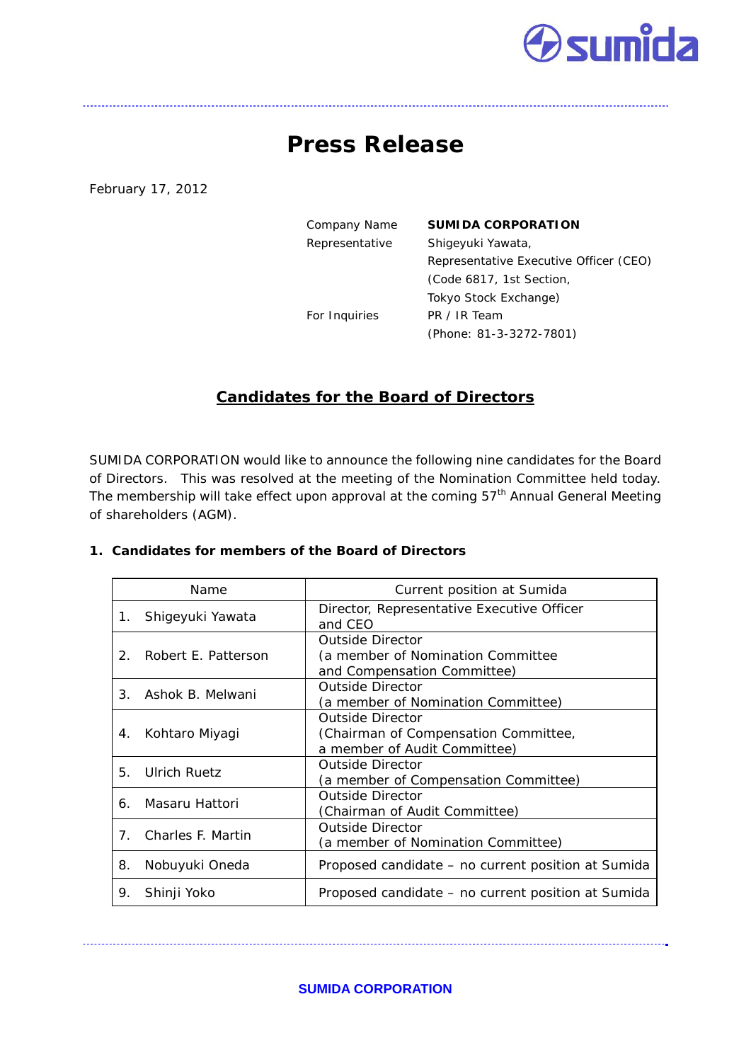# Press Release

February 17, 2012

| | |
|---|---|
| Company Name | **SUMIDA CORPORATION** |
| Representative | Shigeyuki Yawata, Representative Executive Officer (CEO) (Code 6817, 1st Section, Tokyo Stock Exchange) |
| For Inquiries | PR / IR Team (Phone: 81-3-3272-7801) |

## Candidates for the Board of Directors

SUMIDA CORPORATION would like to announce the following nine candidates for the Board of Directors. This was resolved at the meeting of the Nomination Committee held today. The membership will take effect upon approval at the coming 57th Annual General Meeting of shareholders (AGM).

### 1. Candidates for members of the Board of Directors

| Name | Current position at Sumida |
|---|---|
| 1. Shigeyuki Yawata | Director, Representative Executive Officer and CEO |
| 2. Robert E. Patterson | Outside Director (a member of Nomination Committee and Compensation Committee) |
| 3. Ashok B. Melwani | Outside Director (a member of Nomination Committee) |
| 4. Kohtaro Miyagi | Outside Director (Chairman of Compensation Committee, a member of Audit Committee) |
| 5. Ulrich Ruetz | Outside Director (a member of Compensation Committee) |
| 6. Masaru Hattori | Outside Director (Chairman of Audit Committee) |
| 7. Charles F. Martin | Outside Director (a member of Nomination Committee) |
| 8. Nobuyuki Oneda | Proposed candidate – no current position at Sumida |
| 9. Shinji Yoko | Proposed candidate – no current position at Sumida |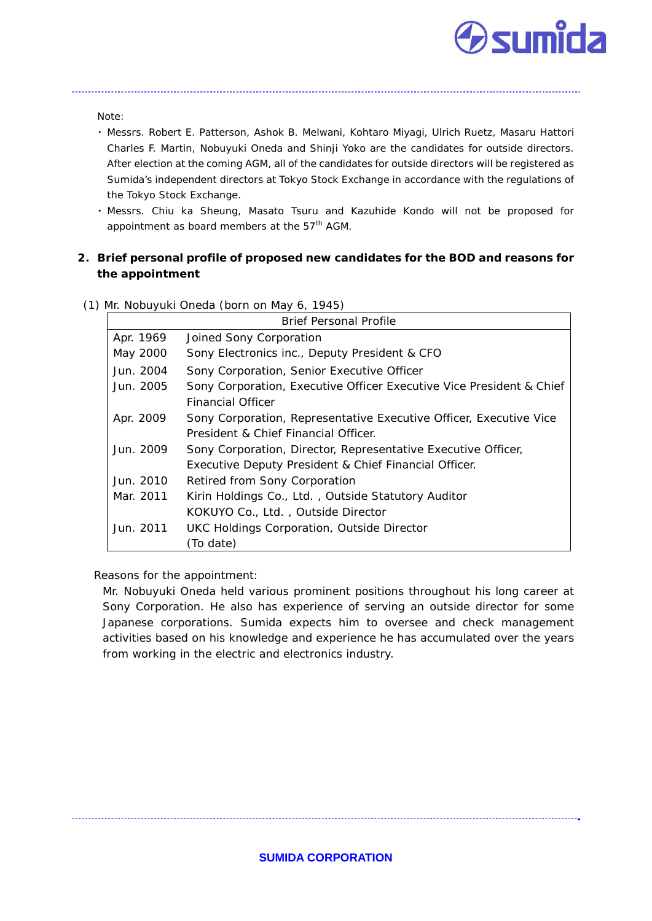Note:

- Messrs. Robert E. Patterson, Ashok B. Melwani, Kohtaro Miyagi, Ulrich Ruetz, Masaru Hattori Charles F. Martin, Nobuyuki Oneda and Shinji Yoko are the candidates for outside directors. After election at the coming AGM, all of the candidates for outside directors will be registered as Sumida's independent directors at Tokyo Stock Exchange in accordance with the regulations of the Tokyo Stock Exchange.
- Messrs. Chiu ka Sheung, Masato Tsuru and Kazuhide Kondo will not be proposed for appointment as board members at the 57th AGM.

## 2. Brief personal profile of proposed new candidates for the BOD and reasons for the appointment

(1) Mr. Nobuyuki Oneda (born on May 6, 1945)

| Brief Personal Profile | |
|---|---|
| Apr. 1969 | Joined Sony Corporation |
| May 2000 | Sony Electronics inc., Deputy President & CFO |
| Jun. 2004 | Sony Corporation, Senior Executive Officer |
| Jun. 2005 | Sony Corporation, Executive Officer Executive Vice President & Chief Financial Officer |
| Apr. 2009 | Sony Corporation, Representative Executive Officer, Executive Vice President & Chief Financial Officer. |
| Jun. 2009 | Sony Corporation, Director, Representative Executive Officer, Executive Deputy President & Chief Financial Officer. |
| Jun. 2010 | Retired from Sony Corporation |
| Mar. 2011 | Kirin Holdings Co., Ltd. , Outside Statutory Auditor<br>KOKUYO Co., Ltd. , Outside Director |
| Jun. 2011 | UKC Holdings Corporation, Outside Director<br>(To date) |

Reasons for the appointment:

Mr. Nobuyuki Oneda held various prominent positions throughout his long career at Sony Corporation. He also has experience of serving an outside director for some Japanese corporations. Sumida expects him to oversee and check management activities based on his knowledge and experience he has accumulated over the years from working in the electric and electronics industry.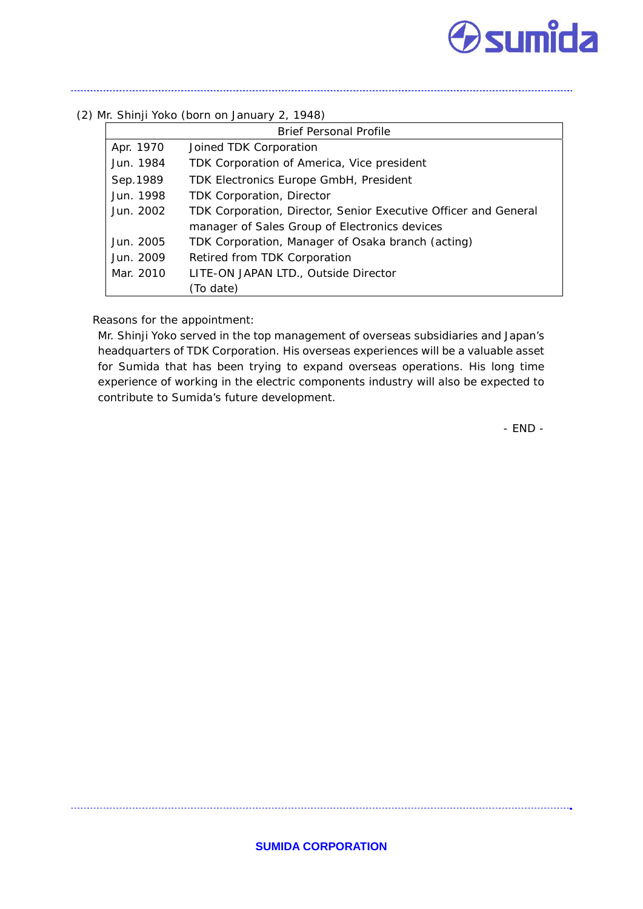(2) Mr. Shinji Yoko (born on January 2, 1948)

| Brief Personal Profile | |
|---|---|
| Apr. 1970 | Joined TDK Corporation |
| Jun. 1984 | TDK Corporation of America, Vice president |
| Sep.1989 | TDK Electronics Europe GmbH, President |
| Jun. 1998 | TDK Corporation, Director |
| Jun. 2002 | TDK Corporation, Director, Senior Executive Officer and General manager of Sales Group of Electronics devices |
| Jun. 2005 | TDK Corporation, Manager of Osaka branch (acting) |
| Jun. 2009 | Retired from TDK Corporation |
| Mar. 2010 | LITE-ON JAPAN LTD., Outside Director (To date) |

Reasons for the appointment:

Mr. Shinji Yoko served in the top management of overseas subsidiaries and Japan's headquarters of TDK Corporation. His overseas experiences will be a valuable asset for Sumida that has been trying to expand overseas operations. His long time experience of working in the electric components industry will also be expected to contribute to Sumida's future development.

- END -